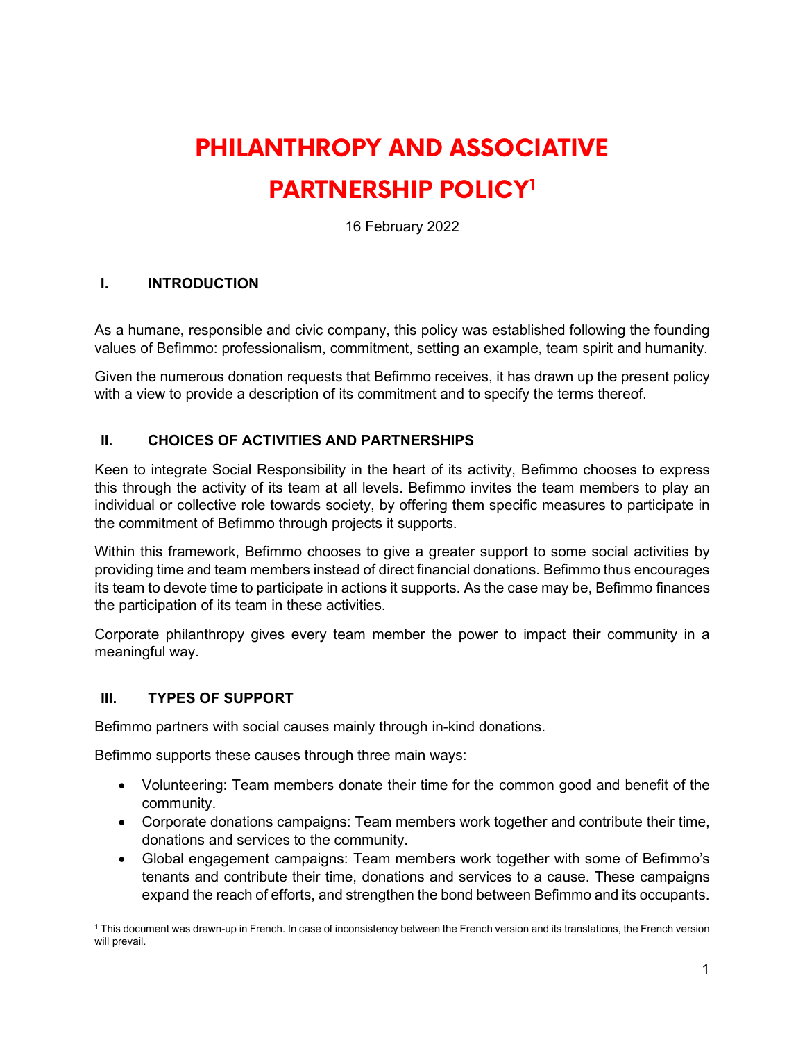# PHILANTHROPY AND ASSOCIATIVE PARTNERSHIP POLICY[1]

16 February 2022

## I. INTRODUCTION

As a humane, responsible and civic company, this policy was established following the founding values of Befimmo: professionalism, commitment, setting an example, team spirit and humanity.

Given the numerous donation requests that Befimmo receives, it has drawn up the present policy with a view to provide a description of its commitment and to specify the terms thereof.

## II. CHOICES OF ACTIVITIES AND PARTNERSHIPS

Keen to integrate Social Responsibility in the heart of its activity, Befimmo chooses to express this through the activity of its team at all levels. Befimmo invites the team members to play an individual or collective role towards society, by offering them specific measures to participate in the commitment of Befimmo through projects it supports.

Within this framework, Befimmo chooses to give a greater support to some social activities by providing time and team members instead of direct financial donations. Befimmo thus encourages its team to devote time to participate in actions it supports. As the case may be, Befimmo finances the participation of its team in these activities.

Corporate philanthropy gives every team member the power to impact their community in a meaningful way.

## III. TYPES OF SUPPORT

Befimmo partners with social causes mainly through in-kind donations.

Befimmo supports these causes through three main ways:

- Volunteering: Team members donate their time for the common good and benefit of the community.
- Corporate donations campaigns: Team members work together and contribute their time, donations and services to the community.
- Global engagement campaigns: Team members work together with some of Befimmo's tenants and contribute their time, donations and services to a cause. These campaigns expand the reach of efforts, and strengthen the bond between Befimmo and its occupants.

[1] This document was drawn-up in French. In case of inconsistency between the French version and its translations, the French version will prevail.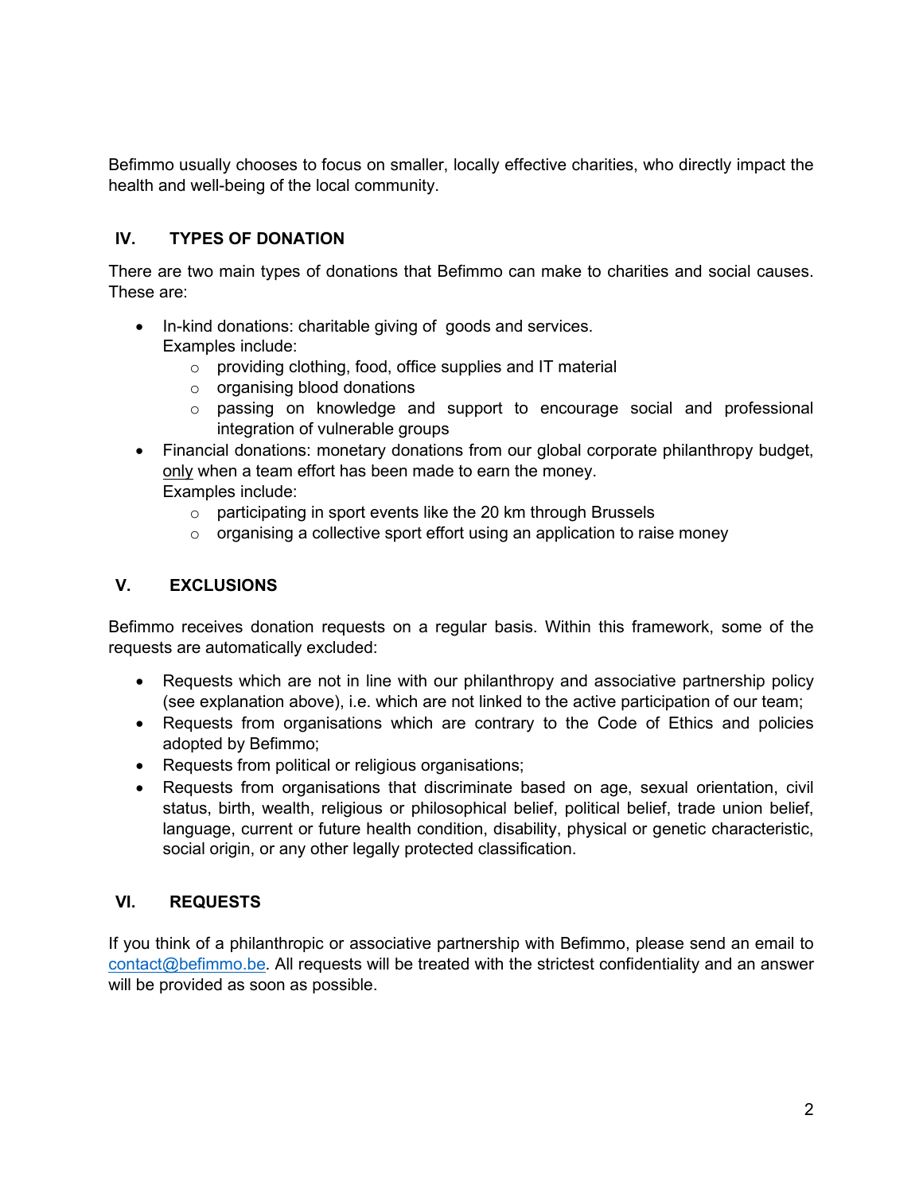Befimmo usually chooses to focus on smaller, locally effective charities, who directly impact the health and well-being of the local community.

## IV. TYPES OF DONATION

There are two main types of donations that Befimmo can make to charities and social causes. These are:

- In-kind donations: charitable giving of goods and services.
  Examples include:
  - providing clothing, food, office supplies and IT material
  - organising blood donations
  - passing on knowledge and support to encourage social and professional integration of vulnerable groups
- Financial donations: monetary donations from our global corporate philanthropy budget, <u>only</u> when a team effort has been made to earn the money.
  Examples include:
  - participating in sport events like the 20 km through Brussels
  - organising a collective sport effort using an application to raise money

## V. EXCLUSIONS

Befimmo receives donation requests on a regular basis. Within this framework, some of the requests are automatically excluded:

- Requests which are not in line with our philanthropy and associative partnership policy (see explanation above), i.e. which are not linked to the active participation of our team;
- Requests from organisations which are contrary to the Code of Ethics and policies adopted by Befimmo;
- Requests from political or religious organisations;
- Requests from organisations that discriminate based on age, sexual orientation, civil status, birth, wealth, religious or philosophical belief, political belief, trade union belief, language, current or future health condition, disability, physical or genetic characteristic, social origin, or any other legally protected classification.

## VI. REQUESTS

If you think of a philanthropic or associative partnership with Befimmo, please send an email to contact@befimmo.be. All requests will be treated with the strictest confidentiality and an answer will be provided as soon as possible.